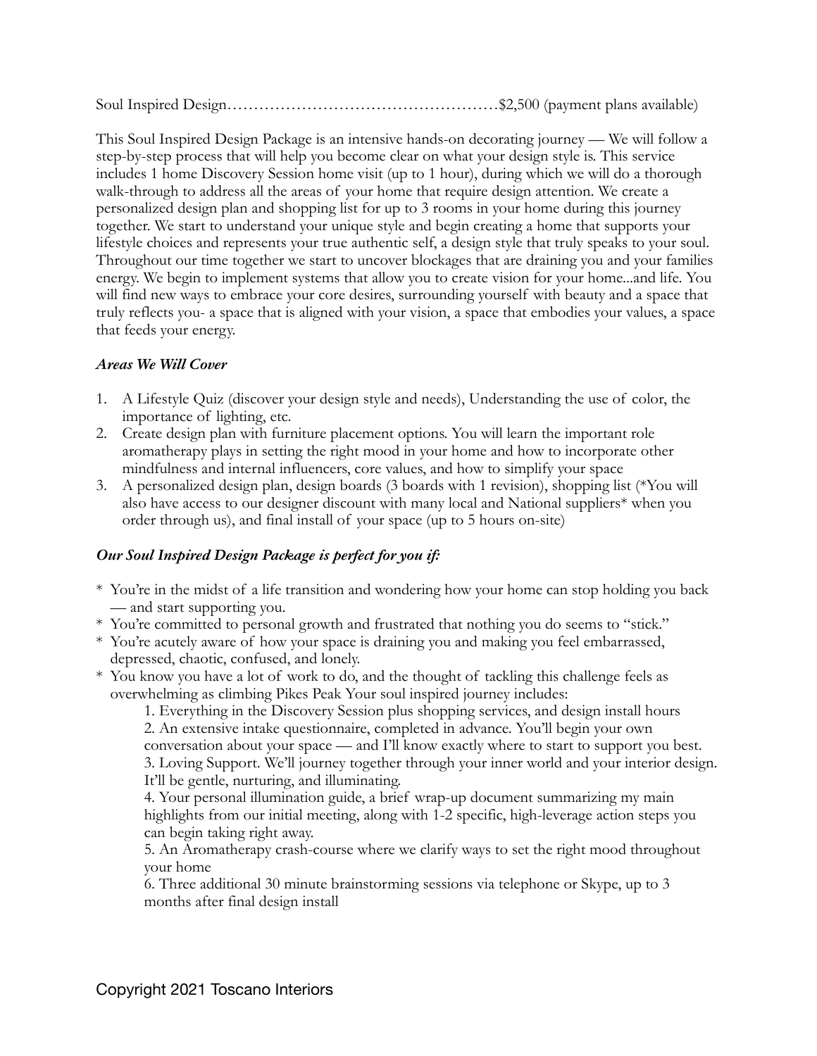Soul Inspired Design……………………………………………$2,500 (payment plans available)

This Soul Inspired Design Package is an intensive hands-on decorating journey — We will follow a step-by-step process that will help you become clear on what your design style is. This service includes 1 home Discovery Session home visit (up to 1 hour), during which we will do a thorough walk-through to address all the areas of your home that require design attention. We create a personalized design plan and shopping list for up to 3 rooms in your home during this journey together. We start to understand your unique style and begin creating a home that supports your lifestyle choices and represents your true authentic self, a design style that truly speaks to your soul. Throughout our time together we start to uncover blockages that are draining you and your families energy. We begin to implement systems that allow you to create vision for your home...and life. You will find new ways to embrace your core desires, surrounding yourself with beauty and a space that truly reflects you- a space that is aligned with your vision, a space that embodies your values, a space that feeds your energy.

***Areas We Will Cover***

1. A Lifestyle Quiz (discover your design style and needs), Understanding the use of color, the importance of lighting, etc.
2. Create design plan with furniture placement options. You will learn the important role aromatherapy plays in setting the right mood in your home and how to incorporate other mindfulness and internal influencers, core values, and how to simplify your space
3. A personalized design plan, design boards (3 boards with 1 revision), shopping list (*You will also have access to our designer discount with many local and National suppliers* when you order through us), and final install of your space (up to 5 hours on-site)

***Our Soul Inspired Design Package is perfect for you if:***

* You're in the midst of a life transition and wondering how your home can stop holding you back — and start supporting you.
* You're committed to personal growth and frustrated that nothing you do seems to "stick."
* You're acutely aware of how your space is draining you and making you feel embarrassed, depressed, chaotic, confused, and lonely.
* You know you have a lot of work to do, and the thought of tackling this challenge feels as overwhelming as climbing Pikes Peak Your soul inspired journey includes:
    1. Everything in the Discovery Session plus shopping services, and design install hours
    2. An extensive intake questionnaire, completed in advance. You'll begin your own conversation about your space — and I'll know exactly where to start to support you best.
    3. Loving Support. We'll journey together through your inner world and your interior design. It'll be gentle, nurturing, and illuminating.
    4. Your personal illumination guide, a brief wrap-up document summarizing my main highlights from our initial meeting, along with 1-2 specific, high-leverage action steps you can begin taking right away.
    5. An Aromatherapy crash-course where we clarify ways to set the right mood throughout your home
    6. Three additional 30 minute brainstorming sessions via telephone or Skype, up to 3 months after final design install

Copyright 2021 Toscano Interiors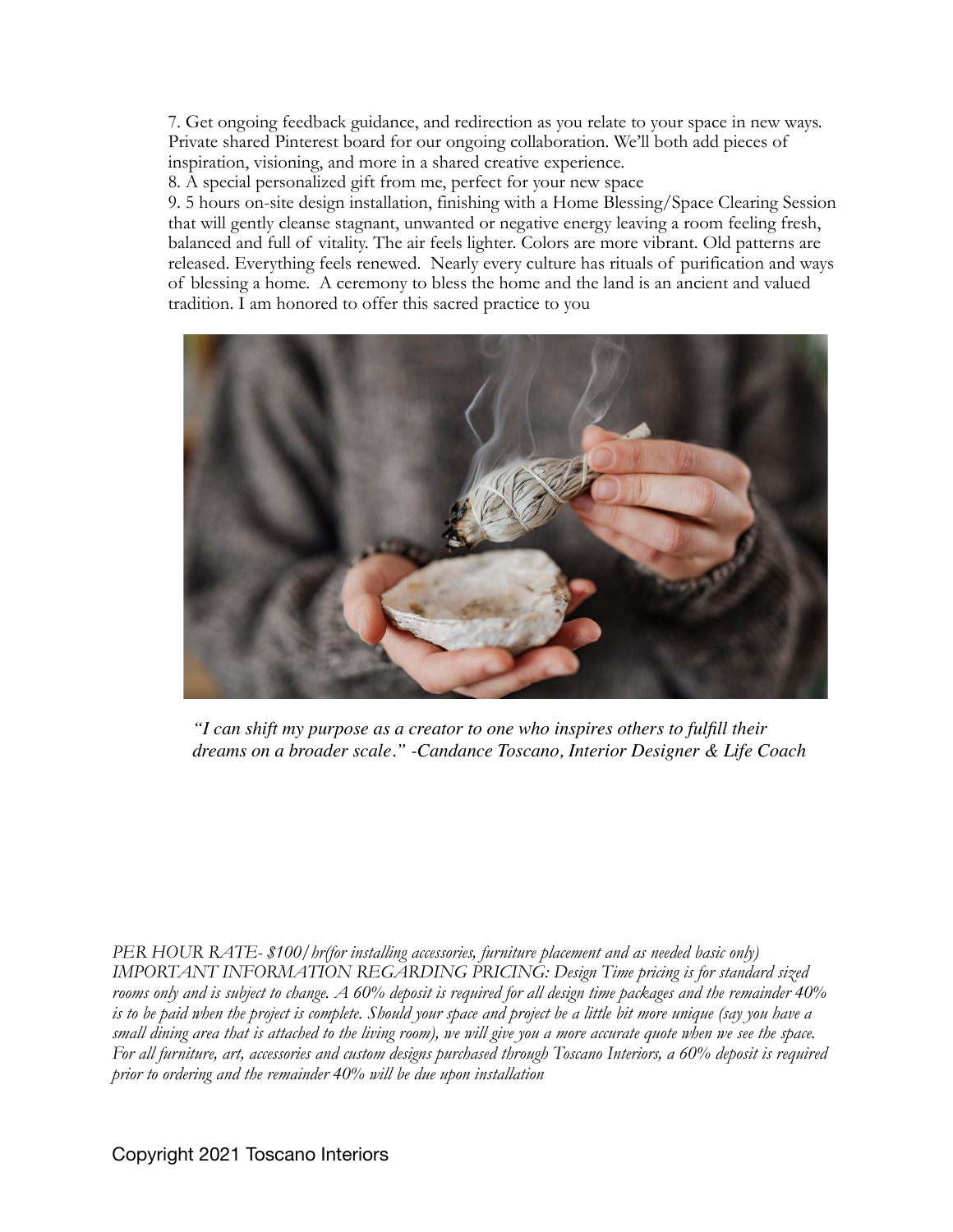7. Get ongoing feedback guidance, and redirection as you relate to your space in new ways. Private shared Pinterest board for our ongoing collaboration. We'll both add pieces of inspiration, visioning, and more in a shared creative experience.
8. A special personalized gift from me, perfect for your new space
9. 5 hours on-site design installation, finishing with a Home Blessing/Space Clearing Session that will gently cleanse stagnant, unwanted or negative energy leaving a room feeling fresh, balanced and full of vitality. The air feels lighter. Colors are more vibrant. Old patterns are released. Everything feels renewed. Nearly every culture has rituals of purification and ways of blessing a home. A ceremony to bless the home and the land is an ancient and valued tradition. I am honored to offer this sacred practice to you

*"I can shift my purpose as a creator to one who inspires others to fulfill their dreams on a broader scale." -Candance Toscano, Interior Designer & Life Coach*

*PER HOUR RATE- $100/hr(for installing accessories, furniture placement and as needed basic only)*
*IMPORTANT INFORMATION REGARDING PRICING: Design Time pricing is for standard sized rooms only and is subject to change. A 60% deposit is required for all design time packages and the remainder 40% is to be paid when the project is complete. Should your space and project be a little bit more unique (say you have a small dining area that is attached to the living room), we will give you a more accurate quote when we see the space. For all furniture, art, accessories and custom designs purchased through Toscano Interiors, a 60% deposit is required prior to ordering and the remainder 40% will be due upon installation*

Copyright 2021 Toscano Interiors